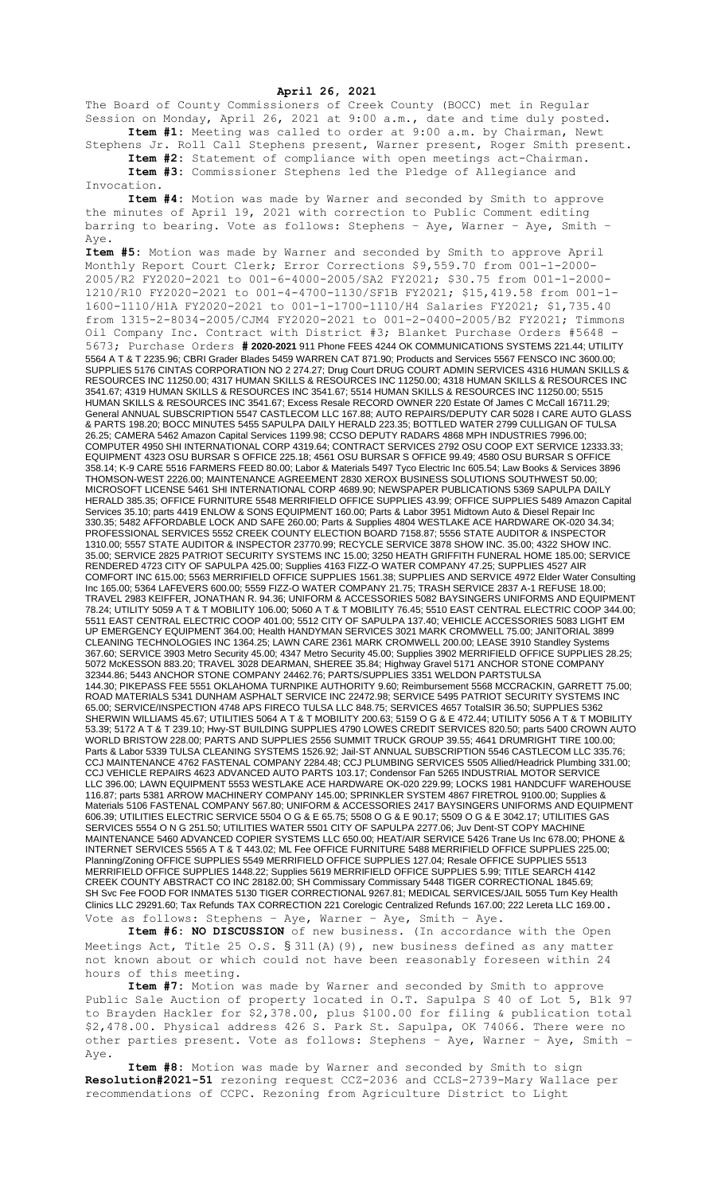**April 26, 2021**

The Board of County Commissioners of Creek County (BOCC) met in Regular Session on Monday, April 26, 2021 at 9:00 a.m., date and time duly posted.

**Item #1:** Meeting was called to order at 9:00 a.m. by Chairman, Newt Stephens Jr. Roll Call Stephens present, Warner present, Roger Smith present.

**Item #2:** Statement of compliance with open meetings act-Chairman.

**Item #3:** Commissioner Stephens led the Pledge of Allegiance and Invocation.

**Item #4:** Motion was made by Warner and seconded by Smith to approve the minutes of April 19, 2021 with correction to Public Comment editing barring to bearing. Vote as follows: Stephens – Aye, Warner – Aye, Smith – Aye.

**Item #5:** Motion was made by Warner and seconded by Smith to approve April Monthly Report Court Clerk; Error Corrections $9,559.70 from 001-1-2000-2005/R2 FY2020-2021 to 001-6-4000-2005/SA2 FY2021; $30.75 from 001-1-2000-1210/R10 FY2020-2021 to 001-4-4700-1130/SF1B FY2021; $15,419.58 from 001-1-1600-1110/H1A FY2020-2021 to 001-1-1700-1110/H4 Salaries FY2021; $1,735.40 from 1315-2-8034-2005/CJM4 FY2020-2021 to 001-2-0400-2005/B2 FY2021; Timmons Oil Company Inc. Contract with District #3; Blanket Purchase Orders #5648 - 5673; Purchase Orders **# 2020-2021** 911 Phone FEES 4244 OK COMMUNICATIONS SYSTEMS 221.44; UTILITY 5564 A T & T 2235.96; CBRI Grader Blades 5459 WARREN CAT 871.90; Products and Services 5567 FENSCO INC 3600.00; SUPPLIES 5176 CINTAS CORPORATION NO 2 274.27; Drug Court DRUG COURT ADMIN SERVICES 4316 HUMAN SKILLS & RESOURCES INC 11250.00; 4317 HUMAN SKILLS & RESOURCES INC 11250.00; 4318 HUMAN SKILLS & RESOURCES INC 3541.67; 4319 HUMAN SKILLS & RESOURCES INC 3541.67; 5514 HUMAN SKILLS & RESOURCES INC 11250.00; 5515 HUMAN SKILLS & RESOURCES INC 3541.67; Excess Resale REFUND OWNER 220 Estate Of James C McCall 16711.29; General ANNUAL SUBSCRIPTION 5547 CASTLECOM LLC 167.88; AUTO REPAIRS/DEPUTY CAR 5028 I CARE AUTO GLASS & PARTS 198.20; BOCC MINUTES 5455 SAPULPA DAILY HERALD 223.35; BOTTLED WATER 2799 CULLIGAN OF TULSA 26.25; CAMERA 5462 Amazon Capital Services 1199.98; CCSO DEPUTY RADARS 4868 MPH INDUSTRIES 7996.00; COMPUTER 4950 SHI INTERNATIONAL CORP 4319.64; CONTRACT SERVICES 2792 OSU COOP EXT SERVICE 12333.33; EQUIPMENT 4323 OSU BURSAR S OFFICE 225.18; 4561 OSU BURSAR S OFFICE 99.49; 4580 OSU BURSAR S OFFICE 358.14; K-9 CARE 5516 FARMERS FEED 80.00; Labor & Materials 5497 Tyco Electric Inc 605.54; Law Books & Services 3896 THOMSON-WEST 2226.00; MAINTENANCE AGREEMENT 2830 XEROX BUSINESS SOLUTIONS SOUTHWEST 50.00; MICROSOFT LICENSE 5461 SHI INTERNATIONAL CORP 4689.90; NEWSPAPER PUBLICATIONS 5369 SAPULPA DAILY HERALD 385.35; OFFICE FURNITURE 5548 MERRIFIELD OFFICE SUPPLIES 43.99; OFFICE SUPPLIES 5489 Amazon Capital Services 35.10; parts 4419 ENLOW & SONS EQUIPMENT 160.00; Parts & Labor 3951 Midtown Auto & Diesel Repair Inc 330.35; 5482 AFFORDABLE LOCK AND SAFE 260.00; Parts & Supplies 4804 WESTLAKE ACE HARDWARE OK-020 34.34; PROFESSIONAL SERVICES 5552 CREEK COUNTY ELECTION BOARD 7158.87; 5556 STATE AUDITOR & INSPECTOR 1310.00; 5557 STATE AUDITOR & INSPECTOR 23770.99; RECYCLE SERVICE 3878 SHOW INC. 35.00; 4322 SHOW INC. 35.00; SERVICE 2825 PATRIOT SECURITY SYSTEMS INC 15.00; 3250 HEATH GRIFFITH FUNERAL HOME 185.00; SERVICE RENDERED 4723 CITY OF SAPULPA 425.00; Supplies 4163 FIZZ-O WATER COMPANY 47.25; SUPPLIES 4527 AIR COMFORT INC 615.00; 5563 MERRIFIELD OFFICE SUPPLIES 1561.38; SUPPLIES AND SERVICE 4972 Elder Water Consulting Inc 165.00; 5364 LAFEVERS 600.00; 5559 FIZZ-O WATER COMPANY 21.75; TRASH SERVICE 2837 A-1 REFUSE 18.00; TRAVEL 2983 KEIFFER, JONATHAN R. 94.36; UNIFORM & ACCESSORIES 5082 BAYSINGERS UNIFORMS AND EQUIPMENT 78.24; UTILITY 5059 A T & T MOBILITY 106.00; 5060 A T & T MOBILITY 76.45; 5510 EAST CENTRAL ELECTRIC COOP 344.00; 5511 EAST CENTRAL ELECTRIC COOP 401.00; 5512 CITY OF SAPULPA 137.40; VEHICLE ACCESSORIES 5083 LIGHT EM UP EMERGENCY EQUIPMENT 364.00; Health HANDYMAN SERVICES 3021 MARK CROMWELL 75.00; JANITORIAL 3899 CLEANING TECHNOLOGIES INC 1364.25; LAWN CARE 2361 MARK CROMWELL 200.00; LEASE 3910 Standley Systems 367.60; SERVICE 3903 Metro Security 45.00; 4347 Metro Security 45.00; Supplies 3902 MERRIFIELD OFFICE SUPPLIES 28.25; 5072 McKESSON 883.20; TRAVEL 3028 DEARMAN, SHEREE 35.84; Highway Gravel 5171 ANCHOR STONE COMPANY 32344.86; 5443 ANCHOR STONE COMPANY 24462.76; PARTS/SUPPLIES 3351 WELDON PARTSTULSA 144.30; PIKEPASS FEE 5551 OKLAHOMA TURNPIKE AUTHORITY 9.60; Reimbursement 5568 MCCRACKIN, GARRETT 75.00; ROAD MATERIALS 5341 DUNHAM ASPHALT SERVICE INC 22472.98; SERVICE 5495 PATRIOT SECURITY SYSTEMS INC 65.00; SERVICE/INSPECTION 4748 APS FIRECO TULSA LLC 848.75; SERVICES 4657 TotalSIR 36.50; SUPPLIES 5362 SHERWIN WILLIAMS 45.67; UTILITIES 5064 A T & T MOBILITY 200.63; 5159 O G & E 472.44; UTILITY 5056 A T & T MOBILITY 53.39; 5172 A T & T 239.10; Hwy-ST BUILDING SUPPLIES 4790 LOWES CREDIT SERVICES 820.50; parts 5400 CROWN AUTO WORLD BRISTOW 228.00; PARTS AND SUPPLIES 2556 SUMMIT TRUCK GROUP 39.55; 4641 DRUMRIGHT TIRE 100.00; Parts & Labor 5339 TULSA CLEANING SYSTEMS 1526.92; Jail-ST ANNUAL SUBSCRIPTION 5546 CASTLECOM LLC 335.76; CCJ MAINTENANCE 4762 FASTENAL COMPANY 2284.48; CCJ PLUMBING SERVICES 5505 Allied/Headrick Plumbing 331.00; CCJ VEHICLE REPAIRS 4623 ADVANCED AUTO PARTS 103.17; Condensor Fan 5265 INDUSTRIAL MOTOR SERVICE LLC 396.00; LAWN EQUIPMENT 5553 WESTLAKE ACE HARDWARE OK-020 229.99; LOCKS 1981 HANDCUFF WAREHOUSE 116.87; parts 5381 ARROW MACHINERY COMPANY 145.00; SPRINKLER SYSTEM 4867 FIRETROL 9100.00; Supplies & Materials 5106 FASTENAL COMPANY 567.80; UNIFORM & ACCESSORIES 2417 BAYSINGERS UNIFORMS AND EQUIPMENT 606.39; UTILITIES ELECTRIC SERVICE 5504 O G & E 65.75; 5508 O G & E 90.17; 5509 O G & E 3042.17; UTILITIES GAS SERVICES 5554 O N G 251.50; UTILITIES WATER 5501 CITY OF SAPULPA 2277.06; Juv Dent-ST COPY MACHINE MAINTENANCE 5460 ADVANCED COPIER SYSTEMS LLC 650.00; HEAT/AIR SERVICE 5426 Trane Us Inc 678.00; PHONE & INTERNET SERVICES 5565 A T & T 443.02; ML Fee OFFICE FURNITURE 5488 MERRIFIELD OFFICE SUPPLIES 225.00; Planning/Zoning OFFICE SUPPLIES 5549 MERRIFIELD OFFICE SUPPLIES 127.04; Resale OFFICE SUPPLIES 5513 MERRIFIELD OFFICE SUPPLIES 1448.22; Supplies 5619 MERRIFIELD OFFICE SUPPLIES 5.99; TITLE SEARCH 4142 CREEK COUNTY ABSTRACT CO INC 28182.00; SH Commissary Commissary 5448 TIGER CORRECTIONAL 1845.69; SH Svc Fee FOOD FOR INMATES 5130 TIGER CORRECTIONAL 9267.81; MEDICAL SERVICES/JAIL 5055 Turn Key Health Clinics LLC 29291.60; Tax Refunds TAX CORRECTION 221 Corelogic Centralized Refunds 167.00; 222 Lereta LLC 169.00**.** Vote as follows: Stephens – Aye, Warner – Aye, Smith – Aye.

**Item #6: NO DISCUSSION** of new business. (In accordance with the Open Meetings Act, Title 25 O.S. §311(A)(9), new business defined as any matter not known about or which could not have been reasonably foreseen within 24 hours of this meeting.

**Item #7:** Motion was made by Warner and seconded by Smith to approve Public Sale Auction of property located in O.T. Sapulpa S 40 of Lot 5, Blk 97 to Brayden Hackler for $2,378.00, plus $100.00 for filing & publication total $2,478.00. Physical address 426 S. Park St. Sapulpa, OK 74066. There were no other parties present. Vote as follows: Stephens – Aye, Warner – Aye, Smith – Aye.

**Item #8:** Motion was made by Warner and seconded by Smith to sign **Resolution#2021-51** rezoning request CCZ-2036 and CCLS-2739-Mary Wallace per recommendations of CCPC. Rezoning from Agriculture District to Light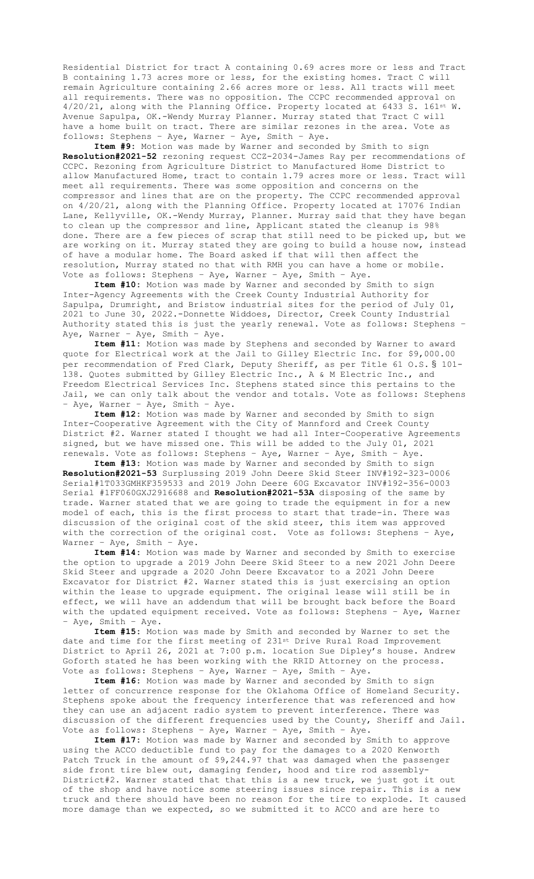Residential District for tract A containing 0.69 acres more or less and Tract B containing 1.73 acres more or less, for the existing homes. Tract C will remain Agriculture containing 2.66 acres more or less. All tracts will meet all requirements. There was no opposition. The CCPC recommended approval on 4/20/21, along with the Planning Office. Property located at 6433 S. 161st W. Avenue Sapulpa, OK.-Wendy Murray Planner. Murray stated that Tract C will have a home built on tract. There are similar rezones in the area. Vote as follows: Stephens – Aye, Warner – Aye, Smith – Aye.

**Item #9:** Motion was made by Warner and seconded by Smith to sign **Resolution#2021-52** rezoning request CCZ-2034-James Ray per recommendations of CCPC. Rezoning from Agriculture District to Manufactured Home District to allow Manufactured Home, tract to contain 1.79 acres more or less. Tract will meet all requirements. There was some opposition and concerns on the compressor and lines that are on the property. The CCPC recommended approval on 4/20/21, along with the Planning Office. Property located at 17076 Indian Lane, Kellyville, OK.-Wendy Murray, Planner. Murray said that they have began to clean up the compressor and line, Applicant stated the cleanup is 98% done. There are a few pieces of scrap that still need to be picked up, but we are working on it. Murray stated they are going to build a house now, instead of have a modular home. The Board asked if that will then affect the resolution, Murray stated no that with RMH you can have a home or mobile. Vote as follows: Stephens – Aye, Warner – Aye, Smith – Aye.

**Item #10:** Motion was made by Warner and seconded by Smith to sign Inter-Agency Agreements with the Creek County Industrial Authority for Sapulpa, Drumright, and Bristow industrial sites for the period of July 01, 2021 to June 30, 2022.-Donnette Widdoes, Director, Creek County Industrial Authority stated this is just the yearly renewal. Vote as follows: Stephens – Aye, Warner – Aye, Smith – Aye.

**Item #11:** Motion was made by Stephens and seconded by Warner to award quote for Electrical work at the Jail to Gilley Electric Inc. for $9,000.00 per recommendation of Fred Clark, Deputy Sheriff, as per Title 61 O.S.§ 101-138. Quotes submitted by Gilley Electric Inc., A & M Electric Inc., and Freedom Electrical Services Inc. Stephens stated since this pertains to the Jail, we can only talk about the vendor and totals. Vote as follows: Stephens – Aye, Warner – Aye, Smith – Aye.

**Item #12:** Motion was made by Warner and seconded by Smith to sign Inter-Cooperative Agreement with the City of Mannford and Creek County District #2. Warner stated I thought we had all Inter-Cooperative Agreements signed, but we have missed one. This will be added to the July 01, 2021 renewals. Vote as follows: Stephens – Aye, Warner – Aye, Smith – Aye.

**Item #13:** Motion was made by Warner and seconded by Smith to sign **Resolution#2021-53** Surplussing 2019 John Deere Skid Steer INV#192-323-0006 Serial#1T033GMHKF359533 and 2019 John Deere 60G Excavator INV#192-356-0003 Serial #1FF060GXJ2916688 and **Resolution#2021-53A** disposing of the same by trade. Warner stated that we are going to trade the equipment in for a new model of each, this is the first process to start that trade-in. There was discussion of the original cost of the skid steer, this item was approved with the correction of the original cost. Vote as follows: Stephens – Aye, Warner – Aye, Smith – Aye.

**Item #14:** Motion was made by Warner and seconded by Smith to exercise the option to upgrade a 2019 John Deere Skid Steer to a new 2021 John Deere Skid Steer and upgrade a 2020 John Deere Excavator to a 2021 John Deere Excavator for District #2. Warner stated this is just exercising an option within the lease to upgrade equipment. The original lease will still be in effect, we will have an addendum that will be brought back before the Board with the updated equipment received. Vote as follows: Stephens – Aye, Warner – Aye, Smith – Aye.

**Item #15:** Motion was made by Smith and seconded by Warner to set the date and time for the first meeting of 231st Drive Rural Road Improvement District to April 26, 2021 at 7:00 p.m. location Sue Dipley's house. Andrew Goforth stated he has been working with the RRID Attorney on the process. Vote as follows: Stephens – Aye, Warner – Aye, Smith – Aye.

**Item #16:** Motion was made by Warner and seconded by Smith to sign letter of concurrence response for the Oklahoma Office of Homeland Security. Stephens spoke about the frequency interference that was referenced and how they can use an adjacent radio system to prevent interference. There was discussion of the different frequencies used by the County, Sheriff and Jail. Vote as follows: Stephens – Aye, Warner – Aye, Smith – Aye.

**Item #17:** Motion was made by Warner and seconded by Smith to approve using the ACCO deductible fund to pay for the damages to a 2020 Kenworth Patch Truck in the amount of $9,244.97 that was damaged when the passenger side front tire blew out, damaging fender, hood and tire rod assembly-District#2. Warner stated that that this is a new truck, we just got it out of the shop and have notice some steering issues since repair. This is a new truck and there should have been no reason for the tire to explode. It caused more damage than we expected, so we submitted it to ACCO and are here to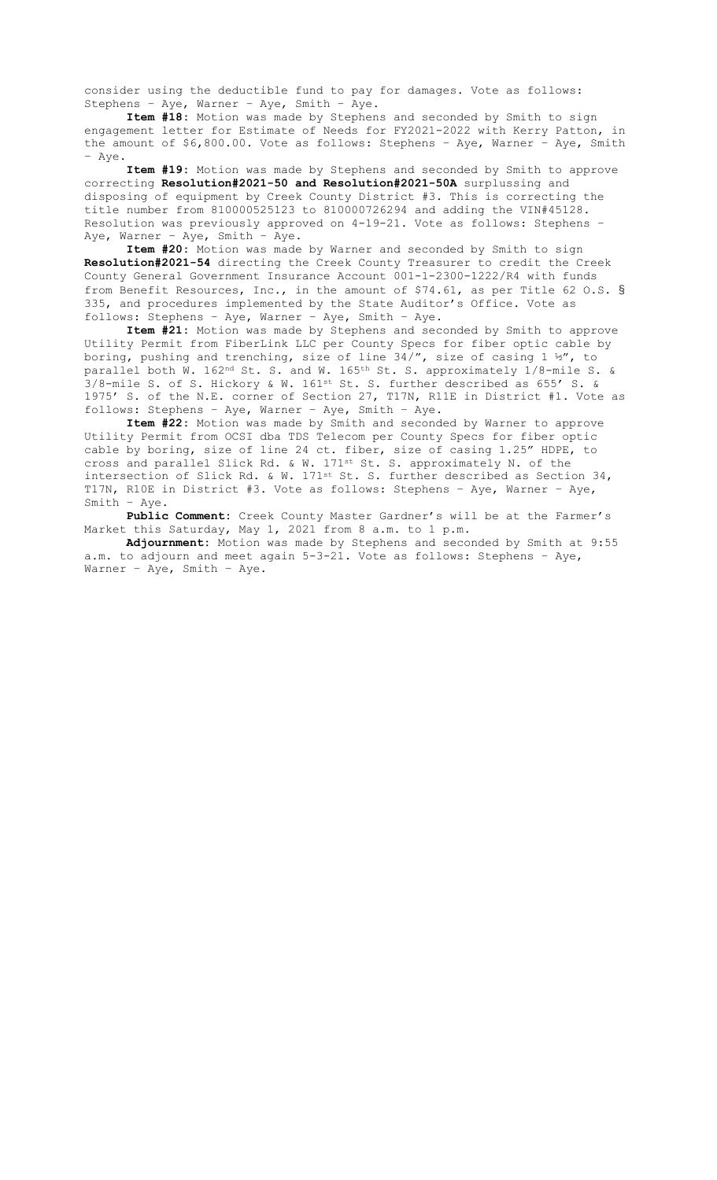consider using the deductible fund to pay for damages. Vote as follows: Stephens – Aye, Warner – Aye, Smith – Aye.

**Item #18:** Motion was made by Stephens and seconded by Smith to sign engagement letter for Estimate of Needs for FY2021-2022 with Kerry Patton, in the amount of $6,800.00. Vote as follows: Stephens – Aye, Warner – Aye, Smith – Aye.

**Item #19:** Motion was made by Stephens and seconded by Smith to approve correcting **Resolution#2021-50 and Resolution#2021-50A** surplussing and disposing of equipment by Creek County District #3. This is correcting the title number from 810000525123 to 810000726294 and adding the VIN#45128. Resolution was previously approved on 4-19-21. Vote as follows: Stephens – Aye, Warner – Aye, Smith – Aye.

**Item #20:** Motion was made by Warner and seconded by Smith to sign **Resolution#2021-54** directing the Creek County Treasurer to credit the Creek County General Government Insurance Account 001-1-2300-1222/R4 with funds from Benefit Resources, Inc., in the amount of $74.61, as per Title 62 O.S. § 335, and procedures implemented by the State Auditor's Office. Vote as follows: Stephens – Aye, Warner – Aye, Smith – Aye.

**Item #21:** Motion was made by Stephens and seconded by Smith to approve Utility Permit from FiberLink LLC per County Specs for fiber optic cable by boring, pushing and trenching, size of line 34/", size of casing 1 ½", to parallel both W. 162nd St. S. and W. 165th St. S. approximately 1/8-mile S. & 3/8-mile S. of S. Hickory & W. 161st St. S. further described as 655' S. & 1975' S. of the N.E. corner of Section 27, T17N, R11E in District #1. Vote as follows: Stephens – Aye, Warner – Aye, Smith – Aye.

**Item #22:** Motion was made by Smith and seconded by Warner to approve Utility Permit from OCSI dba TDS Telecom per County Specs for fiber optic cable by boring, size of line 24 ct. fiber, size of casing 1.25" HDPE, to cross and parallel Slick Rd. & W. 171st St. S. approximately N. of the intersection of Slick Rd. & W. 171st St. S. further described as Section 34, T17N, R10E in District #3. Vote as follows: Stephens – Aye, Warner – Aye, Smith – Aye.

**Public Comment:** Creek County Master Gardner's will be at the Farmer's Market this Saturday, May 1, 2021 from 8 a.m. to 1 p.m.

**Adjournment:** Motion was made by Stephens and seconded by Smith at 9:55 a.m. to adjourn and meet again 5-3-21. Vote as follows: Stephens – Aye, Warner – Aye, Smith – Aye.